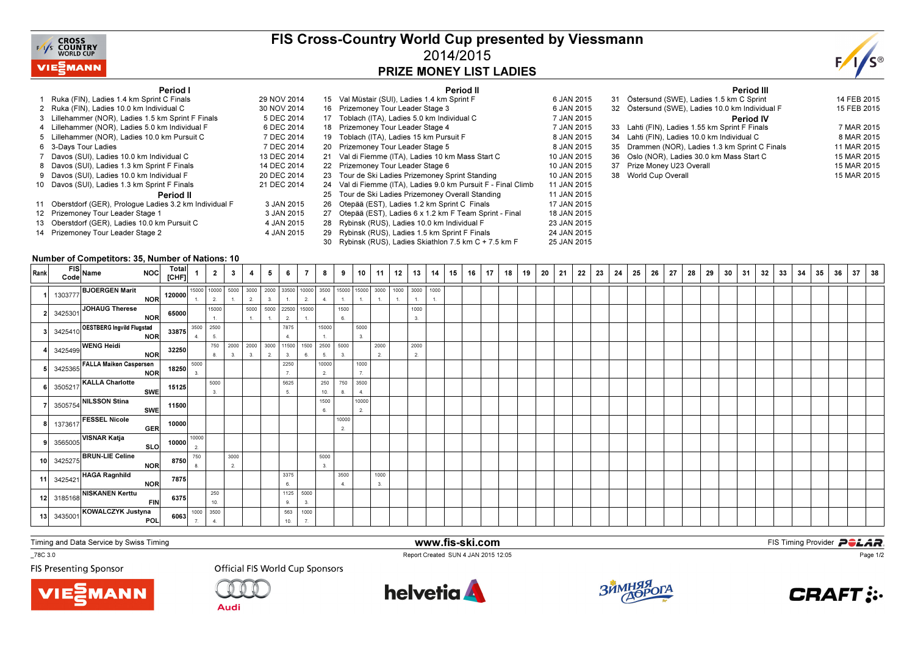# FIS Cross-Country World Cup presented by Viessmann

## 2014/2015

## PRIZE MONEY LIST LADIES

**Period I**

1 Ruka (FIN), Ladies 1.4 km Sprint C Finals — 29 NOV 2014
2 Ruka (FIN), Ladies 10.0 km Individual C — 30 NOV 2014
3 Lillehammer (NOR), Ladies 1.5 km Sprint F Finals — 5 DEC 2014
4 Lillehammer (NOR), Ladies 5.0 km Individual F — 6 DEC 2014
5 Lillehammer (NOR), Ladies 10.0 km Pursuit C — 7 DEC 2014
6 3-Days Tour Ladies — 7 DEC 2014
7 Davos (SUI), Ladies 10.0 km Individual C — 13 DEC 2014
8 Davos (SUI), Ladies 1.3 km Sprint F Finals — 14 DEC 2014
9 Davos (SUI), Ladies 1.3 km Sprint F Finals — 20 DEC 2014
10 Davos (SUI), Ladies 1.3 km Sprint F Finals — 21 DEC 2014

**Period II**

11 Oberstdorf (GER), Prologue Ladies 3.2 km Individual F — 3 JAN 2015
12 Prizemoney Tour Leader Stage 1 — 3 JAN 2015
13 Oberstdorf (GER), Ladies 10.0 km Pursuit C — 4 JAN 2015
14 Prizemoney Tour Leader Stage 2 — 4 JAN 2015
15 Val Müstair (SUI), Ladies 1.4 km Sprint F — 6 JAN 2015
16 Prizemoney Tour Leader Stage 3 — 6 JAN 2015
17 Toblach (ITA), Ladies 5.0 km Individual C — 7 JAN 2015
18 Prizemoney Tour Leader Stage 4 — 7 JAN 2015
19 Toblach (ITA), Ladies 15 km Pursuit F — 8 JAN 2015
20 Prizemoney Tour Leader Stage 5 — 8 JAN 2015
21 Val di Fiemme (ITA), Ladies 10 km Mass Start C — 10 JAN 2015
22 Prizemoney Tour Leader Stage 6 — 10 JAN 2015
23 Tour de Ski Ladies Prizemoney Sprint Standing — 10 JAN 2015
24 Val di Fiemme (ITA), Ladies 9.0 km Pursuit F - Final Climb — 11 JAN 2015
25 Tour de Ski Ladies Prizemoney Overall Standing — 11 JAN 2015
26 Otepää (EST), Ladies 1.2 km Sprint C Finals — 17 JAN 2015
27 Otepää (EST), Ladies 6 x 1.2 km F Team Sprint - Final — 18 JAN 2015
28 Rybinsk (RUS), Ladies 10.0 km Individual F — 23 JAN 2015
29 Rybinsk (RUS), Ladies 1.5 km Sprint F Finals — 24 JAN 2015
30 Rybinsk (RUS), Ladies Skiathlon 7.5 km C + 7.5 km F — 25 JAN 2015

**Period III**

31 Östersund (SWE), Ladies 1.5 km C Sprint — 14 FEB 2015
32 Östersund (SWE), Ladies 10.0 km Individual F — 15 FEB 2015

**Period IV**

33 Lahti (FIN), Ladies 1.55 km Sprint F Finals — 7 MAR 2015
34 Lahti (FIN), Ladies 10.0 km Individual C — 8 MAR 2015
35 Drammen (NOR), Ladies 1.3 km Sprint C Finals — 11 MAR 2015
36 Oslo (NOR), Ladies 30.0 km Mass Start C — 15 MAR 2015
37 Prize Money U23 Overall — 15 MAR 2015
38 World Cup Overall — 15 MAR 2015

**Number of Competitors: 35, Number of Nations: 10**

| Rank | FIS Code | Name | NOC | Total [CHF] | 1 | 2 | 3 | 4 | 5 | 6 | 7 | 8 | 9 | 10 | 11 | 12 | 13 | 14 | 15 | 16 | 17 | 18 | 19 | 20 | 21 | 22 | 23 | 24 | 25 | 26 | 27 | 28 | 29 | 30 | 31 | 32 | 33 | 34 | 35 | 36 | 37 | 38 |
|---|---|---|---|---|---|---|---|---|---|---|---|---|---|---|---|---|---|---|---|---|---|---|---|---|---|---|---|---|---|---|---|---|---|---|---|---|---|---|---|---|---|---|
| 1 | 1303777 | BJOERGEN Marit | NOR | 120000 | 15000 1. | 10000 2. | 5000 1. | 3000 2. | 2000 3. | 33500 1. | 10000 2. | 3500 4. | 15000 1. | 15000 1. | 3000 1. | 1000 1. | 3000 1. | 1000 1. | | | | | | | | | | | | | | | | | | | | | | | | |
| 2 | 3425301 | JOHAUG Therese | NOR | 65000 | | 15000 1. | | 5000 1. | 5000 1. | 22500 2. | 15000 1. | | 1500 6. | | | | 1000 3. | | | | | | | | | | | | | | | | | | | | | | | | | |
| 3 | 3425410 | OESTBERG Ingvild Flugstad | NOR | 33875 | 3500 4. | 2500 5. | | | | 7875 4. | | 15000 1. | | 5000 3. | | | | | | | | | | | | | | | | | | | | | | | | | | | | |
| 4 | 3425499 | WENG Heidi | NOR | 32250 | | 750 8. | 2000 3. | 2000 3. | 3000 2. | 11500 3. | 1500 6. | 2500 5. | 5000 3. | | 2000 2. | | 2000 2. | | | | | | | | | | | | | | | | | | | | | | | | | |
| 5 | 3425365 | FALLA Maiken Caspersen | NOR | 18250 | 5000 3. | | | | | 2250 7. | | 10000 2. | | 1000 7. | | | | | | | | | | | | | | | | | | | | | | | | | | | | |
| 6 | 3505217 | KALLA Charlotte | SWE | 15125 | | 5000 3. | | | | 5625 5. | | 250 10. | 750 8. | 3500 4. | | | | | | | | | | | | | | | | | | | | | | | | | | | | |
| 7 | 3505754 | NILSSON Stina | SWE | 11500 | | | | | | | | 1500 6. | | 10000 2. | | | | | | | | | | | | | | | | | | | | | | | | | | | | |
| 8 | 1373617 | FESSEL Nicole | GER | 10000 | | | | | | | | | 10000 2. | | | | | | | | | | | | | | | | | | | | | | | | | | | | | |
| 9 | 3565005 | VISNAR Katja | SLO | 10000 | 10000 2. | | | | | | | | | | | | | | | | | | | | | | | | | | | | | | | | | | | | | |
| 10 | 3425275 | BRUN-LIE Celine | NOR | 8750 | 750 8. | | 3000 2. | | | | | 5000 3. | | | | | | | | | | | | | | | | | | | | | | | | | | | | | | |
| 11 | 3425421 | HAGA Ragnhild | NOR | 7875 | | | | | | 3375 6. | | | 3500 4. | | 1000 3. | | | | | | | | | | | | | | | | | | | | | | | | | | | |
| 12 | 3185168 | NISKANEN Kerttu | FIN | 6375 | | 250 10. | | | | 1125 9. | 5000 3. | | | | | | | | | | | | | | | | | | | | | | | | | | | | | | | |
| 13 | 3435001 | KOWALCZYK Justyna | POL | 6063 | 1000 7. | 3500 4. | | | | 563 10. | 1000 7. | | | | | | | | | | | | | | | | | | | | | | | | | | | | | | | |

Timing and Data Service by Swiss Timing — www.fis-ski.com — FIS Timing Provider POLAR

_78C 3.0 — Report Created SUN 4 JAN 2015 12:05

FIS Presenting Sponsor — Official FIS World Cup Sponsors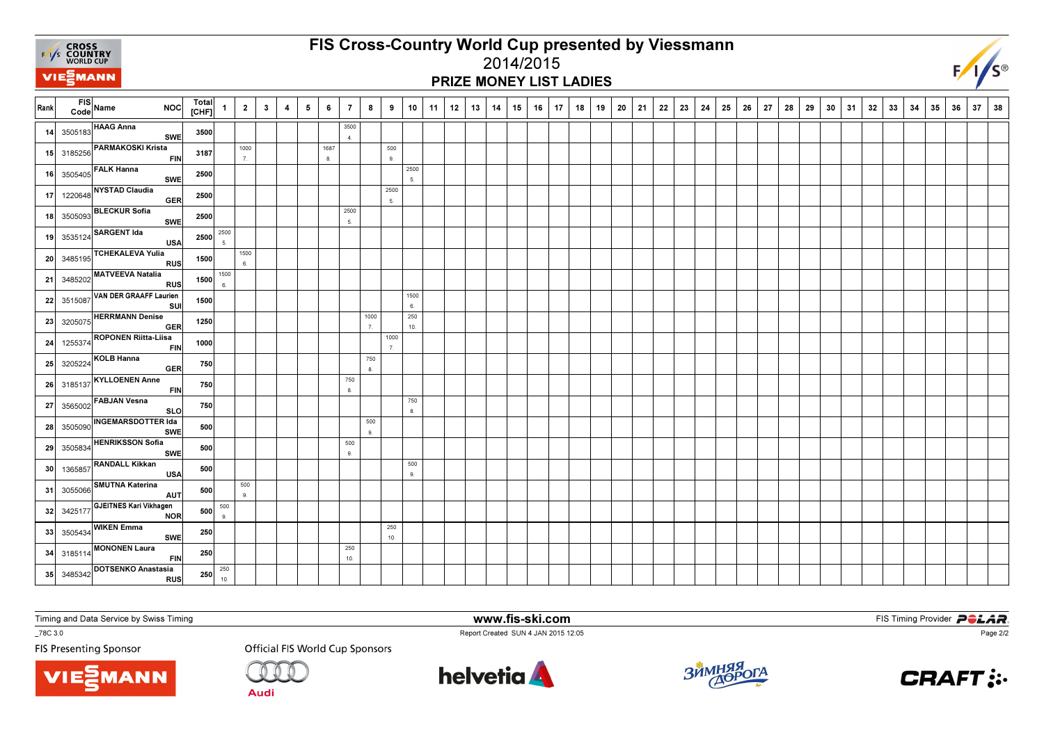# FIS Cross-Country World Cup presented by Viessmann

## 2014/2015

## PRIZE MONEY LIST LADIES

| Rank | FIS Code | Name | NOC | Total [CHF] | 1 | 2 | 3 | 4 | 5 | 6 | 7 | 8 | 9 | 10 | 11 | 12 | 13 | 14 | 15 | 16 | 17 | 18 | 19 | 20 | 21 | 22 | 23 | 24 | 25 | 26 | 27 | 28 | 29 | 30 | 31 | 32 | 33 | 34 | 35 | 36 | 37 | 38 |
|---|---|---|---|---|---|---|---|---|---|---|---|---|---|---|---|---|---|---|---|---|---|---|---|---|---|---|---|---|---|---|---|---|---|---|---|---|---|---|---|---|---|---|
| 14 | 3505183 | HAAG Anna | SWE | 3500 | | | | | | | 3500 4. | | | | | | | | | | | | | | | | | | | | | | | | | | | | | | | |
| 15 | 3185256 | PARMAKOSKI Krista | FIN | 3187 | | 1000 7. | | | | 1687 8. | | | 500 9. | | | | | | | | | | | | | | | | | | | | | | | | | | | | | |
| 16 | 3505405 | FALK Hanna | SWE | 2500 | | | | | | | | | | 2500 5. | | | | | | | | | | | | | | | | | | | | | | | | | | | | |
| 17 | 1220648 | NYSTAD Claudia | GER | 2500 | | | | | | | | | 2500 5. | | | | | | | | | | | | | | | | | | | | | | | | | | | | | |
| 18 | 3505093 | BLECKUR Sofia | SWE | 2500 | | | | | | | 2500 5. | | | | | | | | | | | | | | | | | | | | | | | | | | | | | | | |
| 19 | 3535124 | SARGENT Ida | USA | 2500 | 2500 5. | | | | | | | | | | | | | | | | | | | | | | | | | | | | | | | | | | | | | |
| 20 | 3485195 | TCHEKALEVA Yulia | RUS | 1500 | | 1500 6. | | | | | | | | | | | | | | | | | | | | | | | | | | | | | | | | | | | | |
| 21 | 3485202 | MATVEEVA Natalia | RUS | 1500 | 1500 6. | | | | | | | | | | | | | | | | | | | | | | | | | | | | | | | | | | | | | |
| 22 | 3515087 | VAN DER GRAAFF Laurien | SUI | 1500 | | | | | | | | | | 1500 6. | | | | | | | | | | | | | | | | | | | | | | | | | | | | |
| 23 | 3205075 | HERRMANN Denise | GER | 1250 | | | | | | | | 1000 7. | | 250 10. | | | | | | | | | | | | | | | | | | | | | | | | | | | | |
| 24 | 1255374 | ROPONEN Riitta-Liisa | FIN | 1000 | | | | | | | | | 1000 7. | | | | | | | | | | | | | | | | | | | | | | | | | | | | | |
| 25 | 3205224 | KOLB Hanna | GER | 750 | | | | | | | | 750 8. | | | | | | | | | | | | | | | | | | | | | | | | | | | | | | |
| 26 | 3185137 | KYLLOENEN Anne | FIN | 750 | | | | | | | 750 8. | | | | | | | | | | | | | | | | | | | | | | | | | | | | | | | |
| 27 | 3565002 | FABJAN Vesna | SLO | 750 | | | | | | | | | | 750 8. | | | | | | | | | | | | | | | | | | | | | | | | | | | | |
| 28 | 3505090 | INGEMARSDOTTER Ida | SWE | 500 | | | | | | | | 500 9. | | | | | | | | | | | | | | | | | | | | | | | | | | | | | | |
| 29 | 3505834 | HENRIKSSON Sofia | SWE | 500 | | | | | | | 500 9. | | | | | | | | | | | | | | | | | | | | | | | | | | | | | | | |
| 30 | 1365857 | RANDALL Kikkan | USA | 500 | | | | | | | | | | 500 9. | | | | | | | | | | | | | | | | | | | | | | | | | | | | |
| 31 | 3055066 | SMUTNA Katerina | AUT | 500 | | 500 9. | | | | | | | | | | | | | | | | | | | | | | | | | | | | | | | | | | | | |
| 32 | 3425177 | GJEITNES Kari Vikhagen | NOR | 500 | 500 9. | | | | | | | | | | | | | | | | | | | | | | | | | | | | | | | | | | | | | |
| 33 | 3505434 | WIKEN Emma | SWE | 250 | | | | | | | | | 250 10. | | | | | | | | | | | | | | | | | | | | | | | | | | | | | |
| 34 | 3185114 | MONONEN Laura | FIN | 250 | | | | | | | 250 10. | | | | | | | | | | | | | | | | | | | | | | | | | | | | | | | |
| 35 | 3485342 | DOTSENKO Anastasia | RUS | 250 | 250 10. | | | | | | | | | | | | | | | | | | | | | | | | | | | | | | | | | | | | | |